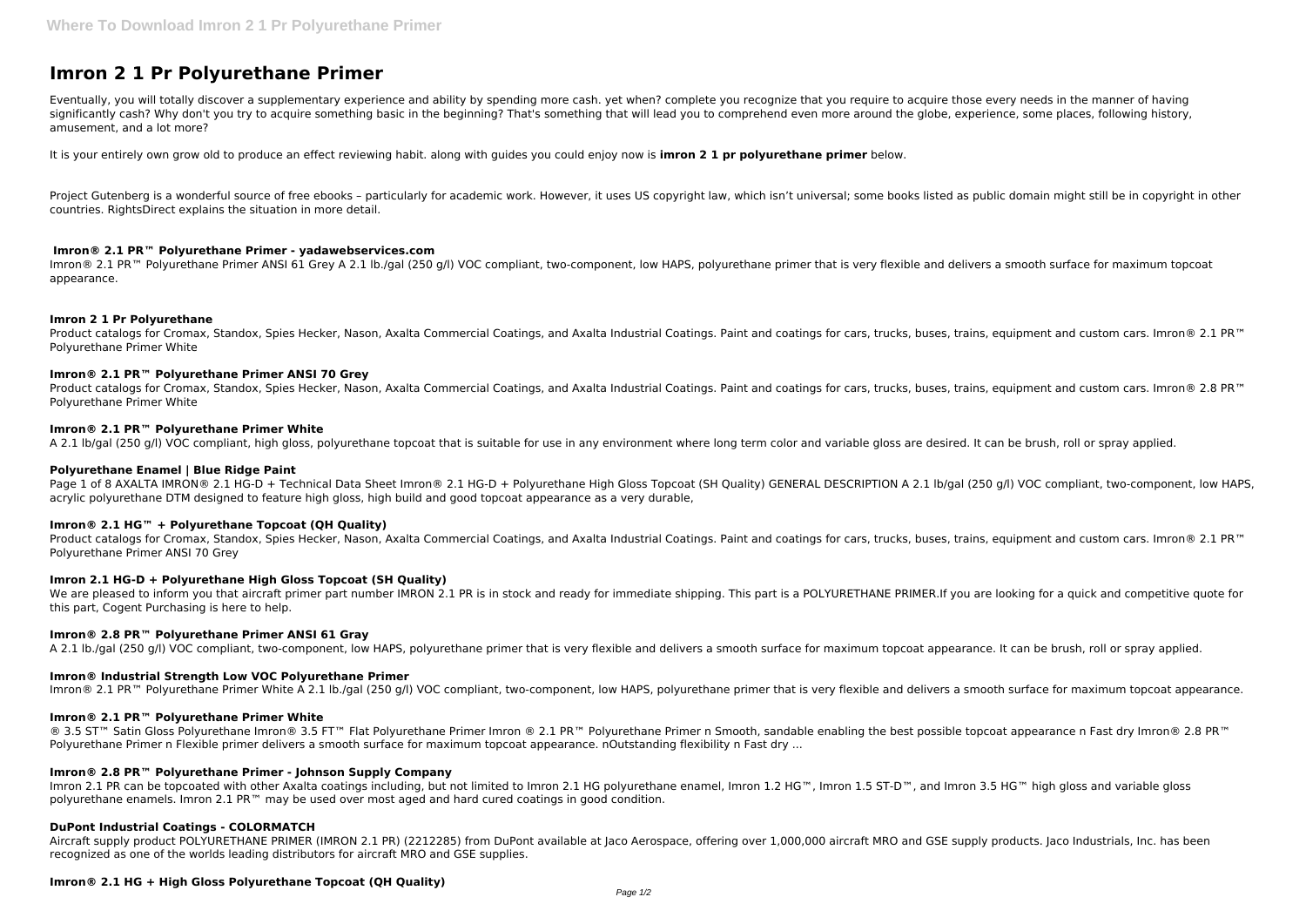# Imron 2 1 Pr Polyurethane Primer

Eventually, you will totally discover a supplementary experience and ability by spending more cash. yet when? complete you recognize that you require to acquire those every needs in the manner of having significantly cash? Why don't you try to acquire something basic in the beginning? That's something that will lead you to comprehend even more around the globe, experience, some places, following history, amusement, and a lot more?

It is your entirely own grow old to produce an effect reviewing habit. along with guides you could enjoy now is **imron 2 1 pr polyurethane primer** below.

Project Gutenberg is a wonderful source of free ebooks – particularly for academic work. However, it uses US copyright law, which isn't universal; some books listed as public domain might still be in copyright in other countries. RightsDirect explains the situation in more detail.

### Imron® 2.1 PR™ Polyurethane Primer - yadawebservices.com

Imron® 2.1 PR™ Polyurethane Primer ANSI 61 Grey A 2.1 lb./gal (250 g/l) VOC compliant, two-component, low HAPS, polyurethane primer that is very flexible and delivers a smooth surface for maximum topcoat appearance.

### Imron 2 1 Pr Polyurethane

Product catalogs for Cromax, Standox, Spies Hecker, Nason, Axalta Commercial Coatings, and Axalta Industrial Coatings. Paint and coatings for cars, trucks, buses, trains, equipment and custom cars. Imron® 2.1 PR™ Polyurethane Primer White

### Imron® 2.1 PR™ Polyurethane Primer ANSI 70 Grey

Product catalogs for Cromax, Standox, Spies Hecker, Nason, Axalta Commercial Coatings, and Axalta Industrial Coatings. Paint and coatings for cars, trucks, buses, trains, equipment and custom cars. Imron® 2.8 PR™ Polyurethane Primer White

### Imron® 2.1 PR™ Polyurethane Primer White

A 2.1 lb/gal (250 g/l) VOC compliant, high gloss, polyurethane topcoat that is suitable for use in any environment where long term color and variable gloss are desired. It can be brush, roll or spray applied.

### Polyurethane Enamel | Blue Ridge Paint

Page 1 of 8 AXALTA IMRON® 2.1 HG-D + Technical Data Sheet Imron® 2.1 HG-D + Polyurethane High Gloss Topcoat (SH Quality) GENERAL DESCRIPTION A 2.1 lb/gal (250 g/l) VOC compliant, two-component, low HAPS, acrylic polyurethane DTM designed to feature high gloss, high build and good topcoat appearance as a very durable,

### Imron® 2.1 HG™ + Polyurethane Topcoat (QH Quality)

Product catalogs for Cromax, Standox, Spies Hecker, Nason, Axalta Commercial Coatings, and Axalta Industrial Coatings. Paint and coatings for cars, trucks, buses, trains, equipment and custom cars. Imron® 2.1 PR™ Polyurethane Primer ANSI 70 Grey

### Imron 2.1 HG-D + Polyurethane High Gloss Topcoat (SH Quality)

We are pleased to inform you that aircraft primer part number IMRON 2.1 PR is in stock and ready for immediate shipping. This part is a POLYURETHANE PRIMER.If you are looking for a quick and competitive quote for this part, Cogent Purchasing is here to help.

### Imron® 2.8 PR™ Polyurethane Primer ANSI 61 Gray

A 2.1 lb./gal (250 g/l) VOC compliant, two-component, low HAPS, polyurethane primer that is very flexible and delivers a smooth surface for maximum topcoat appearance. It can be brush, roll or spray applied.

### Imron® Industrial Strength Low VOC Polyurethane Primer

Imron® 2.1 PR™ Polyurethane Primer White A 2.1 lb./gal (250 g/l) VOC compliant, two-component, low HAPS, polyurethane primer that is very flexible and delivers a smooth surface for maximum topcoat appearance.

### Imron® 2.1 PR™ Polyurethane Primer White

® 3.5 ST™ Satin Gloss Polyurethane Imron® 3.5 FT™ Flat Polyurethane Primer Imron ® 2.1 PR™ Polyurethane Primer n Smooth, sandable enabling the best possible topcoat appearance n Fast dry Imron® 2.8 PR™ Polyurethane Primer n Flexible primer delivers a smooth surface for maximum topcoat appearance. nOutstanding flexibility n Fast dry ...

### Imron® 2.8 PR™ Polyurethane Primer - Johnson Supply Company

Imron 2.1 PR can be topcoated with other Axalta coatings including, but not limited to Imron 2.1 HG polyurethane enamel, Imron 1.2 HG™, Imron 1.5 ST-D™, and Imron 3.5 HG™ high gloss and variable gloss polyurethane enamels. Imron 2.1 PR™ may be used over most aged and hard cured coatings in good condition.

### DuPont Industrial Coatings - COLORMATCH

Aircraft supply product POLYURETHANE PRIMER (IMRON 2.1 PR) (2212285) from DuPont available at Jaco Aerospace, offering over 1,000,000 aircraft MRO and GSE supply products. Jaco Industrials, Inc. has been recognized as one of the worlds leading distributors for aircraft MRO and GSE supplies.

### Imron® 2.1 HG + High Gloss Polyurethane Topcoat (QH Quality)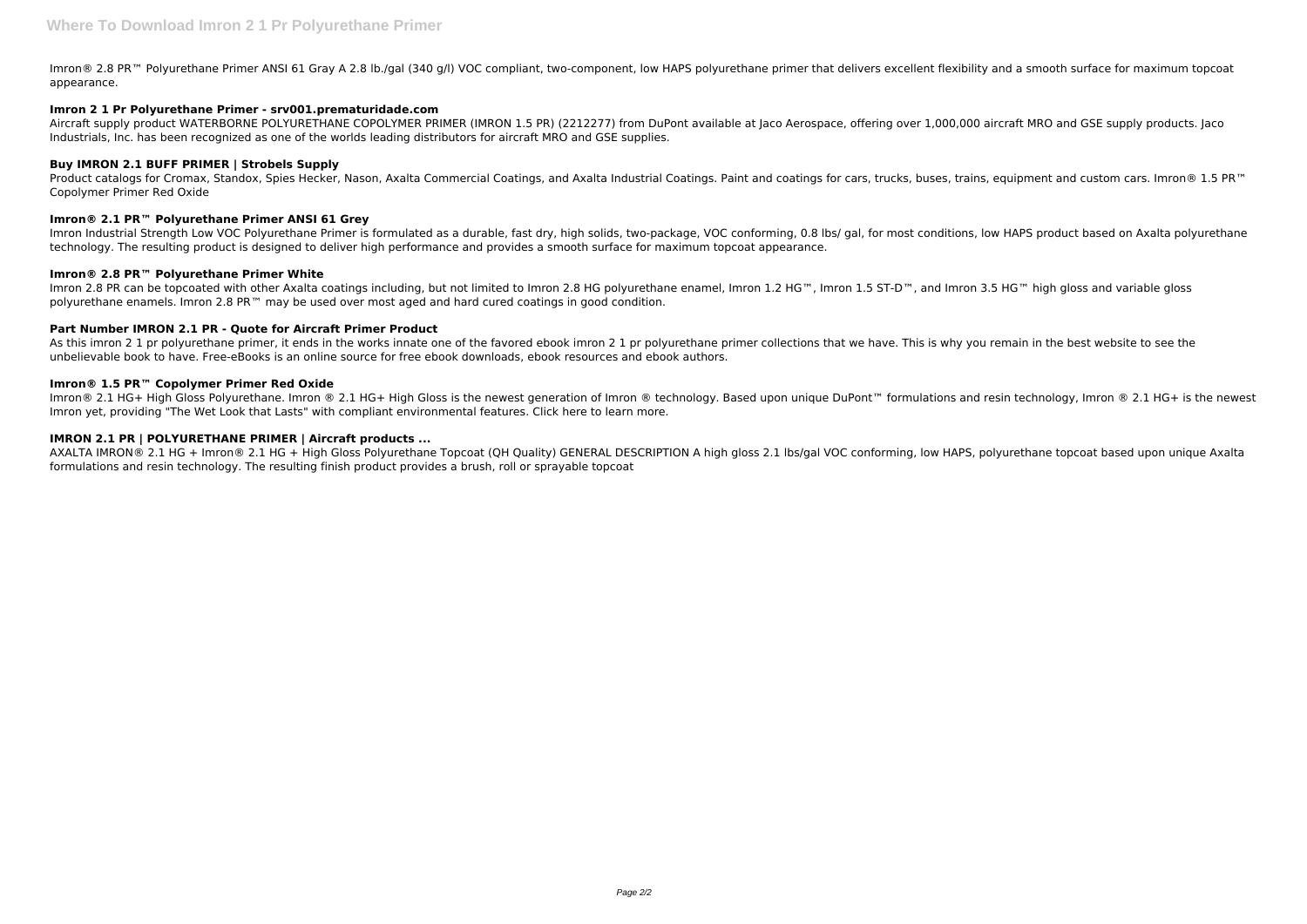Imron® 2.8 PR™ Polyurethane Primer ANSI 61 Gray A 2.8 lb./gal (340 g/l) VOC compliant, two-component, low HAPS polyurethane primer that delivers excellent flexibility and a smooth surface for maximum topcoat appearance.

### Imron 2 1 Pr Polyurethane Primer - srv001.prematuridade.com

Aircraft supply product WATERBORNE POLYURETHANE COPOLYMER PRIMER (IMRON 1.5 PR) (2212277) from DuPont available at Jaco Aerospace, offering over 1,000,000 aircraft MRO and GSE supply products. Jaco Industrials, Inc. has been recognized as one of the worlds leading distributors for aircraft MRO and GSE supplies.

### Buy IMRON 2.1 BUFF PRIMER | Strobels Supply

Product catalogs for Cromax, Standox, Spies Hecker, Nason, Axalta Commercial Coatings, and Axalta Industrial Coatings. Paint and coatings for cars, trucks, buses, trains, equipment and custom cars. Imron® 1.5 PR™ Copolymer Primer Red Oxide

### Imron® 2.1 PR™ Polyurethane Primer ANSI 61 Grey

Imron Industrial Strength Low VOC Polyurethane Primer is formulated as a durable, fast dry, high solids, two-package, VOC conforming, 0.8 lbs/ gal, for most conditions, low HAPS product based on Axalta polyurethane technology. The resulting product is designed to deliver high performance and provides a smooth surface for maximum topcoat appearance.

### Imron® 2.8 PR™ Polyurethane Primer White

Imron 2.8 PR can be topcoated with other Axalta coatings including, but not limited to Imron 2.8 HG polyurethane enamel, Imron 1.2 HG™, Imron 1.5 ST-D™, and Imron 3.5 HG™ high gloss and variable gloss polyurethane enamels. Imron 2.8 PR™ may be used over most aged and hard cured coatings in good condition.

### Part Number IMRON 2.1 PR - Quote for Aircraft Primer Product

As this imron 2 1 pr polyurethane primer, it ends in the works innate one of the favored ebook imron 2 1 pr polyurethane primer collections that we have. This is why you remain in the best website to see the unbelievable book to have. Free-eBooks is an online source for free ebook downloads, ebook resources and ebook authors.

### Imron® 1.5 PR™ Copolymer Primer Red Oxide

Imron® 2.1 HG+ High Gloss Polyurethane. Imron ® 2.1 HG+ High Gloss is the newest generation of Imron ® technology. Based upon unique DuPont™ formulations and resin technology, Imron ® 2.1 HG+ is the newest Imron yet, providing "The Wet Look that Lasts" with compliant environmental features. Click here to learn more.

### IMRON 2.1 PR | POLYURETHANE PRIMER | Aircraft products ...

AXALTA IMRON® 2.1 HG + Imron® 2.1 HG + High Gloss Polyurethane Topcoat (QH Quality) GENERAL DESCRIPTION A high gloss 2.1 lbs/gal VOC conforming, low HAPS, polyurethane topcoat based upon unique Axalta formulations and resin technology. The resulting finish product provides a brush, roll or sprayable topcoat